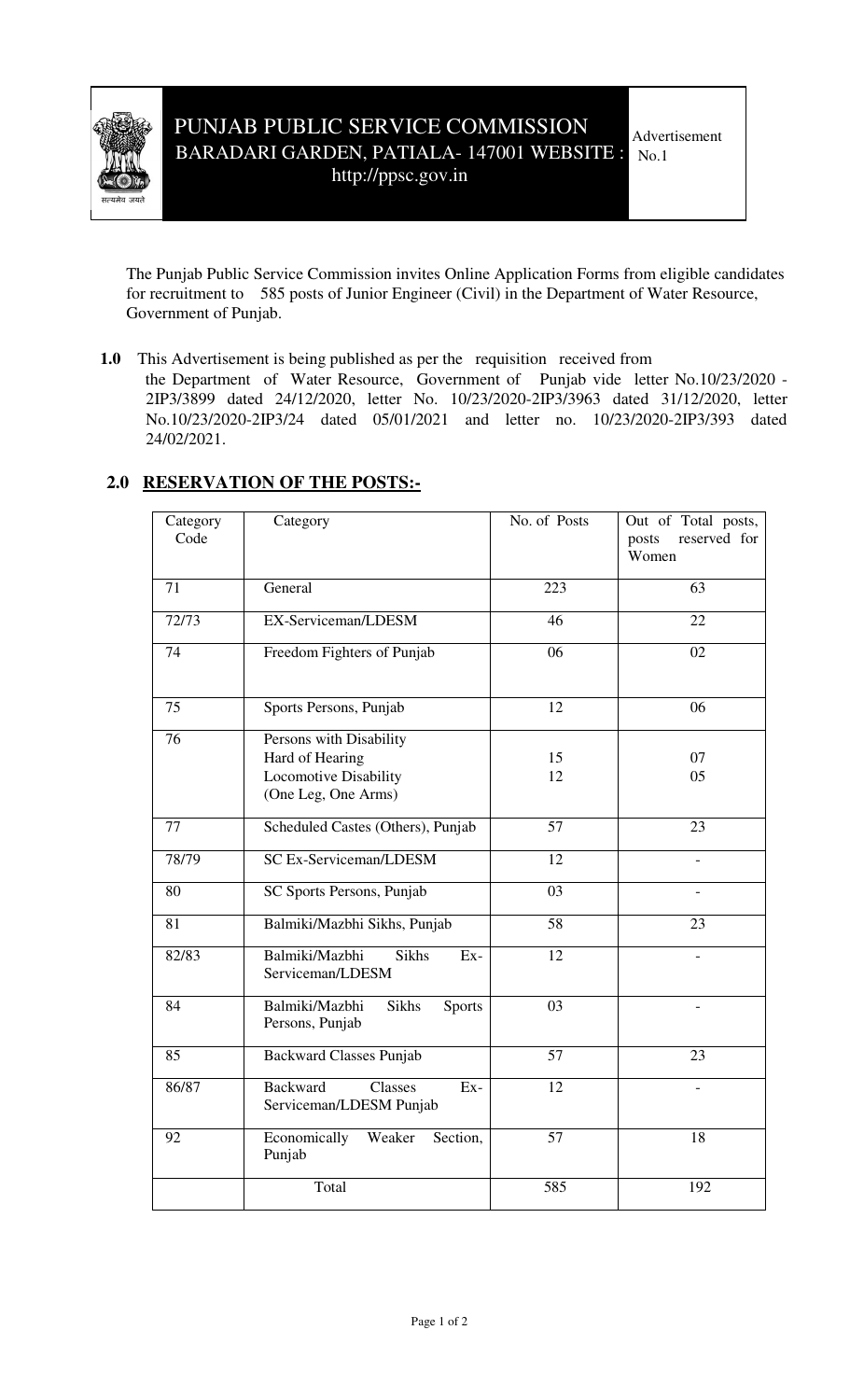# PUNJAB PUBLIC SERVICE COMMISSION

BARADARI GARDEN, PATIALA- 147001 WEBSITE : http://ppsc.gov.in

Advertisement No.1

The Punjab Public Service Commission invites Online Application Forms from eligible candidates for recruitment to 585 posts of Junior Engineer (Civil) in the Department of Water Resource, Government of Punjab.

**1.0** This Advertisement is being published as per the requisition received from the Department of Water Resource, Government of Punjab vide letter No.10/23/2020 -2IP3/3899 dated 24/12/2020, letter No. 10/23/2020-2IP3/3963 dated 31/12/2020, letter No.10/23/2020-2IP3/24 dated 05/01/2021 and letter no. 10/23/2020-2IP3/393 dated 24/02/2021.

## 2.0 RESERVATION OF THE POSTS:-

| Category Code | Category | No. of Posts | Out of Total posts, posts reserved for Women |
|---|---|---|---|
| 71 | General | 223 | 63 |
| 72/73 | EX-Serviceman/LDESM | 46 | 22 |
| 74 | Freedom Fighters of Punjab | 06 | 02 |
| 75 | Sports Persons, Punjab | 12 | 06 |
| 76 | Persons with Disability | | |
| | Hard of Hearing | 15 | 07 |
| | Locomotive Disability (One Leg, One Arms) | 12 | 05 |
| 77 | Scheduled Castes (Others), Punjab | 57 | 23 |
| 78/79 | SC Ex-Serviceman/LDESM | 12 | - |
| 80 | SC Sports Persons, Punjab | 03 | - |
| 81 | Balmiki/Mazbhi Sikhs, Punjab | 58 | 23 |
| 82/83 | Balmiki/Mazbhi Sikhs Ex-Serviceman/LDESM | 12 | - |
| 84 | Balmiki/Mazbhi Sikhs Sports Persons, Punjab | 03 | - |
| 85 | Backward Classes Punjab | 57 | 23 |
| 86/87 | Backward Classes Ex-Serviceman/LDESM Punjab | 12 | - |
| 92 | Economically Weaker Section, Punjab | 57 | 18 |
| | Total | 585 | 192 |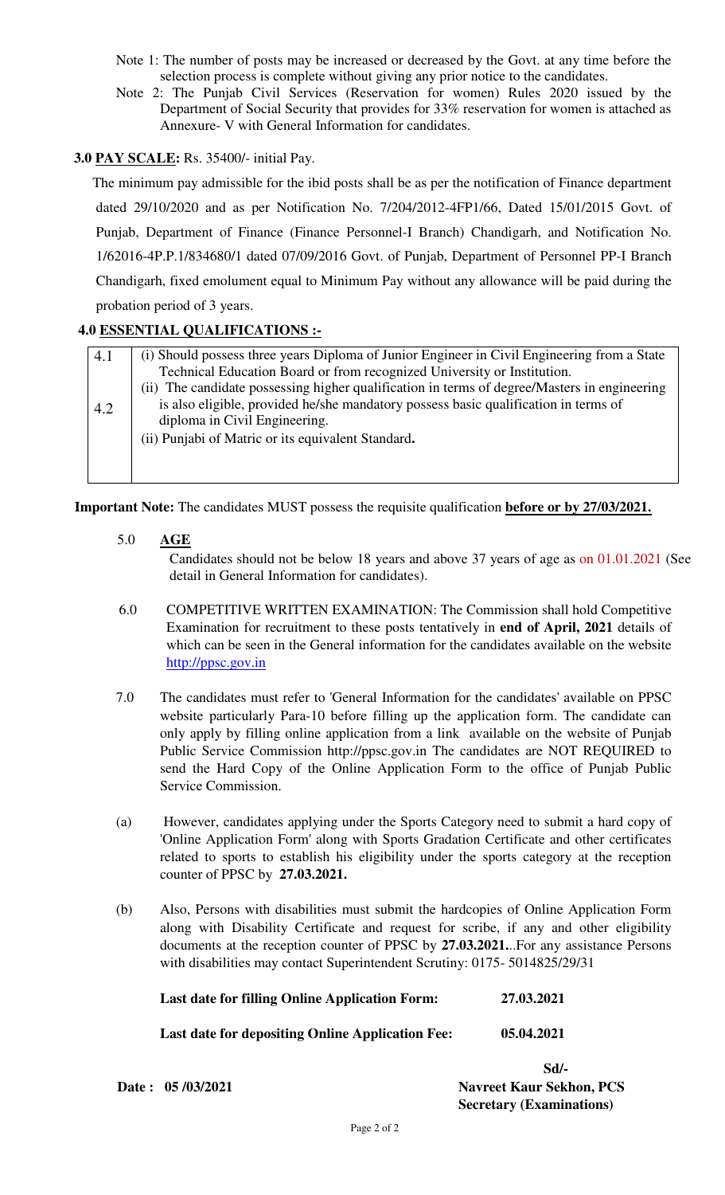Note 1: The number of posts may be increased or decreased by the Govt. at any time before the selection process is complete without giving any prior notice to the candidates.

Note 2: The Punjab Civil Services (Reservation for women) Rules 2020 issued by the Department of Social Security that provides for 33% reservation for women is attached as Annexure- V with General Information for candidates.

**3.0 PAY SCALE:** Rs. 35400/- initial Pay.

The minimum pay admissible for the ibid posts shall be as per the notification of Finance department dated 29/10/2020 and as per Notification No. 7/204/2012-4FP1/66, Dated 15/01/2015 Govt. of Punjab, Department of Finance (Finance Personnel-I Branch) Chandigarh, and Notification No. 1/62016-4P.P.1/834680/1 dated 07/09/2016 Govt. of Punjab, Department of Personnel PP-I Branch Chandigarh, fixed emolument equal to Minimum Pay without any allowance will be paid during the probation period of 3 years.

**4.0 ESSENTIAL QUALIFICATIONS :-**

| | |
|---|---|
| 4.1 | (i) Should possess three years Diploma of Junior Engineer in Civil Engineering from a State Technical Education Board or from recognized University or Institution.<br>(ii) The candidate possessing higher qualification in terms of degree/Masters in engineering is also eligible, provided he/she mandatory possess basic qualification in terms of diploma in Civil Engineering. |
| 4.2 | (ii) Punjabi of Matric or its equivalent Standard**.** |

**Important Note:** The candidates MUST possess the requisite qualification **before or by 27/03/2021.**

5.0 **AGE**

Candidates should not be below 18 years and above 37 years of age as on 01.01.2021 (See detail in General Information for candidates).

6.0 COMPETITIVE WRITTEN EXAMINATION: The Commission shall hold Competitive Examination for recruitment to these posts tentatively in **end of April, 2021** details of which can be seen in the General information for the candidates available on the website http://ppsc.gov.in

7.0 The candidates must refer to 'General Information for the candidates' available on PPSC website particularly Para-10 before filling up the application form. The candidate can only apply by filling online application from a link available on the website of Punjab Public Service Commission http://ppsc.gov.in The candidates are NOT REQUIRED to send the Hard Copy of the Online Application Form to the office of Punjab Public Service Commission.

(a) However, candidates applying under the Sports Category need to submit a hard copy of 'Online Application Form' along with Sports Gradation Certificate and other certificates related to sports to establish his eligibility under the sports category at the reception counter of PPSC by **27.03.2021.**

(b) Also, Persons with disabilities must submit the hardcopies of Online Application Form along with Disability Certificate and request for scribe, if any and other eligibility documents at the reception counter of PPSC by **27.03.2021.**..For any assistance Persons with disabilities may contact Superintendent Scrutiny: 0175- 5014825/29/31

**Last date for filling Online Application Form:** **27.03.2021**

**Last date for depositing Online Application Fee:** **05.04.2021**

**Sd/-**

**Date : 05 /03/2021**

**Navreet Kaur Sekhon, PCS**
**Secretary (Examinations)**